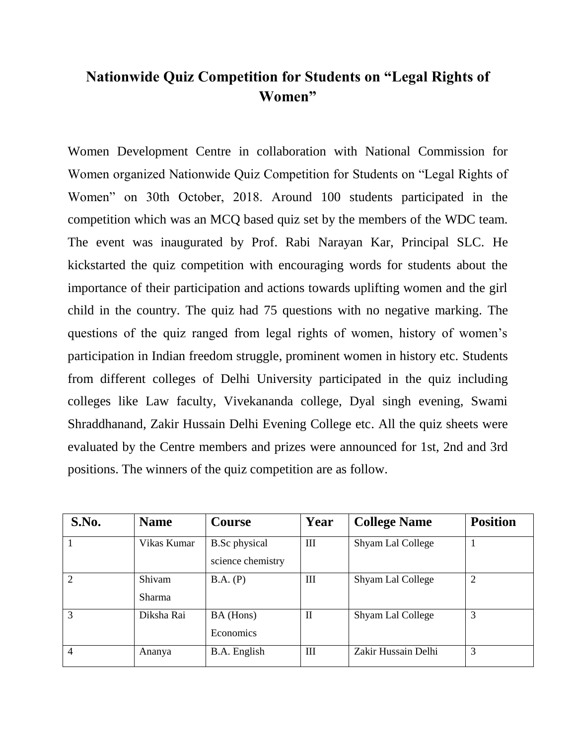# Nationwide Quiz Competition for Students on "Legal Rights of Women"

Women Development Centre in collaboration with National Commission for Women organized Nationwide Quiz Competition for Students on "Legal Rights of Women" on 30th October, 2018. Around 100 students participated in the competition which was an MCQ based quiz set by the members of the WDC team. The event was inaugurated by Prof. Rabi Narayan Kar, Principal SLC. He kickstarted the quiz competition with encouraging words for students about the importance of their participation and actions towards uplifting women and the girl child in the country. The quiz had 75 questions with no negative marking. The questions of the quiz ranged from legal rights of women, history of women's participation in Indian freedom struggle, prominent women in history etc. Students from different colleges of Delhi University participated in the quiz including colleges like Law faculty, Vivekananda college, Dyal singh evening, Swami Shraddhanand, Zakir Hussain Delhi Evening College etc. All the quiz sheets were evaluated by the Centre members and prizes were announced for 1st, 2nd and 3rd positions. The winners of the quiz competition are as follow.

| S.No. | Name | Course | Year | College Name | Position |
|---|---|---|---|---|---|
| 1 | Vikas Kumar | B.Sc physical science chemistry | III | Shyam Lal College | 1 |
| 2 | Shivam Sharma | B.A. (P) | III | Shyam Lal College | 2 |
| 3 | Diksha Rai | BA (Hons) Economics | II | Shyam Lal College | 3 |
| 4 | Ananya | B.A. English | III | Zakir Hussain Delhi | 3 |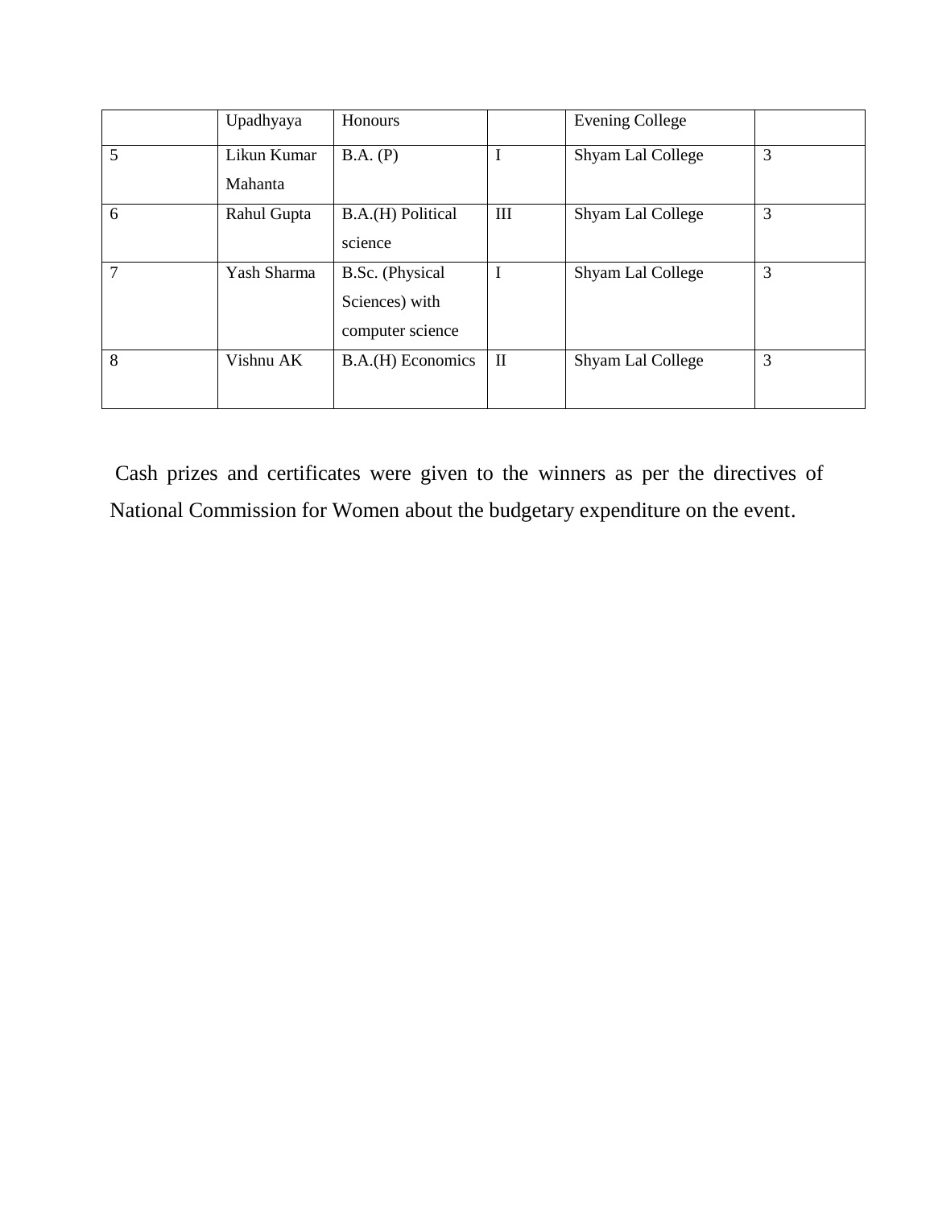| | | | | | |
|---|---|---|---|---|---|
| | Upadhyaya | Honours | | Evening College | |
| 5 | Likun Kumar Mahanta | B.A. (P) | I | Shyam Lal College | 3 |
| 6 | Rahul Gupta | B.A.(H) Political science | III | Shyam Lal College | 3 |
| 7 | Yash Sharma | B.Sc. (Physical Sciences) with computer science | I | Shyam Lal College | 3 |
| 8 | Vishnu AK | B.A.(H) Economics | II | Shyam Lal College | 3 |

Cash prizes and certificates were given to the winners as per the directives of National Commission for Women about the budgetary expenditure on the event.